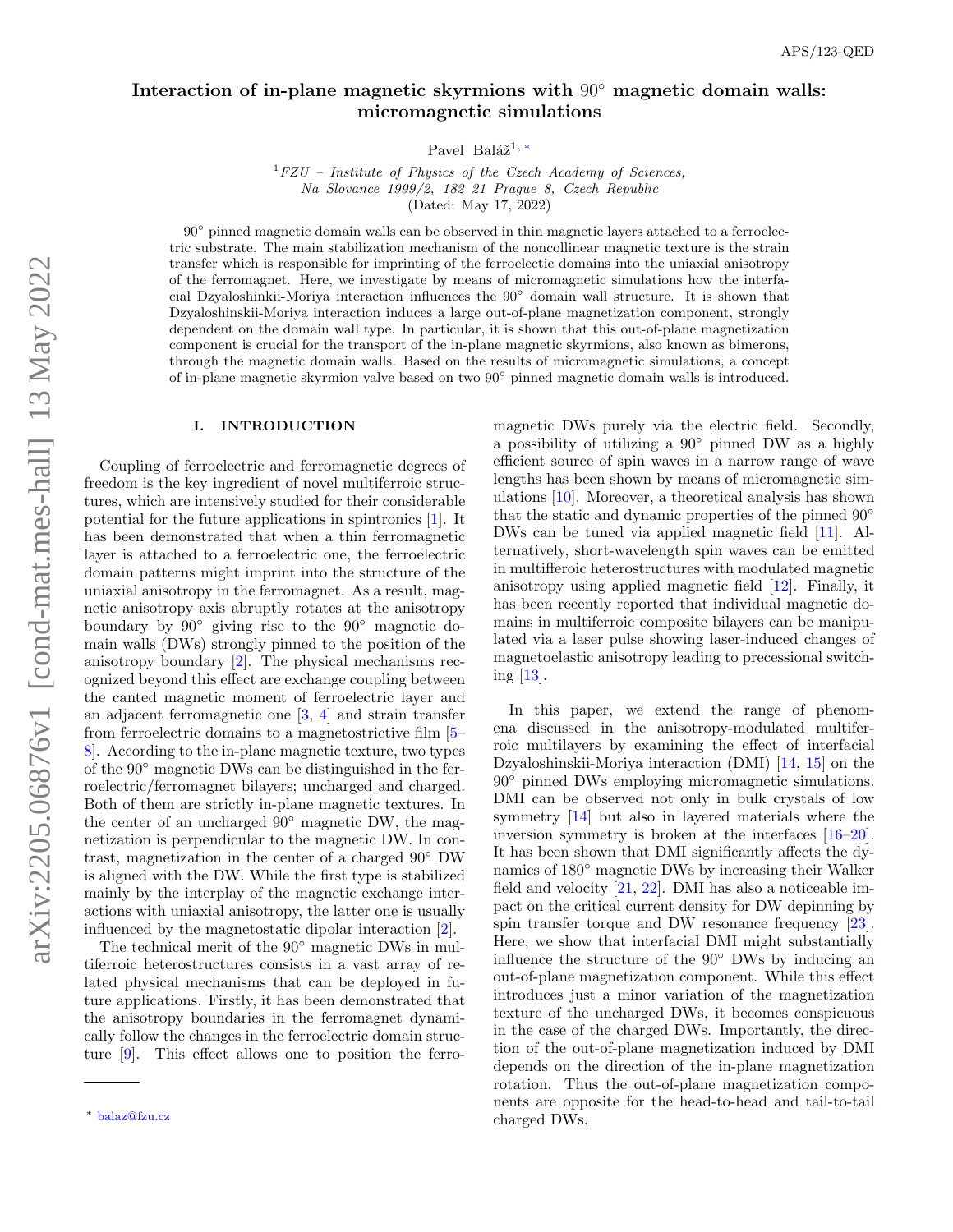# Interaction of in-plane magnetic skyrmions with $90^\circ$ magnetic domain walls: micromagnetic simulations

Pavel Baláž[1,*]

[1] *FZU – Institute of Physics of the Czech Academy of Sciences, Na Slovance 1999/2, 182 21 Prague 8, Czech Republic*

(Dated: May 17, 2022)

$90^\circ$ pinned magnetic domain walls can be observed in thin magnetic layers attached to a ferroelectric substrate. The main stabilization mechanism of the noncollinear magnetic texture is the strain transfer which is responsible for imprinting of the ferroelectic domains into the uniaxial anisotropy of the ferromagnet. Here, we investigate by means of micromagnetic simulations how the interfacial Dzyaloshinkii-Moriya interaction influences the $90^\circ$ domain wall structure. It is shown that Dzyaloshinskii-Moriya interaction induces a large out-of-plane magnetization component, strongly dependent on the domain wall type. In particular, it is shown that this out-of-plane magnetization component is crucial for the transport of the in-plane magnetic skyrmions, also known as bimerons, through the magnetic domain walls. Based on the results of micromagnetic simulations, a concept of in-plane magnetic skyrmion valve based on two $90^\circ$ pinned magnetic domain walls is introduced.

## I. INTRODUCTION

Coupling of ferroelectric and ferromagnetic degrees of freedom is the key ingredient of novel multiferroic structures, which are intensively studied for their considerable potential for the future applications in spintronics [1]. It has been demonstrated that when a thin ferromagnetic layer is attached to a ferroelectric one, the ferroelectric domain patterns might imprint into the structure of the uniaxial anisotropy in the ferromagnet. As a result, magnetic anisotropy axis abruptly rotates at the anisotropy boundary by $90^\circ$ giving rise to the $90^\circ$ magnetic domain walls (DWs) strongly pinned to the position of the anisotropy boundary [2]. The physical mechanisms recognized beyond this effect are exchange coupling between the canted magnetic moment of ferroelectric layer and an adjacent ferromagnetic one [3, 4] and strain transfer from ferroelectric domains to a magnetostrictive film [5–8]. According to the in-plane magnetic texture, two types of the $90^\circ$ magnetic DWs can be distinguished in the ferroelectric/ferromagnetic bilayers; uncharged and charged. Both of them are strictly in-plane magnetic textures. In the center of an uncharged $90^\circ$ magnetic DW, the magnetization is perpendicular to the magnetic DW. In contrast, magnetization in the center of a charged $90^\circ$ DW is aligned with the DW. While the first type is stabilized mainly by the interplay of the magnetic exchange interactions with uniaxial anisotropy, the latter one is usually influenced by the magnetostatic dipolar interaction [2].

The technical merit of the $90^\circ$ magnetic DWs in multiferroic heterostructures consists in a vast array of related physical mechanisms that can be deployed in future applications. Firstly, it has been demonstrated that the anisotropy boundaries in the ferromagnet dynamically follow the changes in the ferroelectric domain structure [9]. This effect allows one to position the ferromagnetic DWs purely via the electric field. Secondly, a possibility of utilizing a $90^\circ$ pinned DW as a highly efficient source of spin waves in a narrow range of wave lengths has been shown by means of micromagnetic simulations [10]. Moreover, a theoretical analysis has shown that the static and dynamic properties of the pinned $90^\circ$ DWs can be tuned via applied magnetic field [11]. Alternatively, short-wavelength spin waves can be emitted in multifferoic heterostructures with modulated magnetic anisotropy using applied magnetic field [12]. Finally, it has been recently reported that individual magnetic domains in multiferroic composite bilayers can be manipulated via a laser pulse showing laser-induced changes of magnetoelastic anisotropy leading to precessional switching [13].

In this paper, we extend the range of phenomena discussed in the anisotropy-modulated multiferroic multilayers by examining the effect of interfacial Dzyaloshinskii-Moriya interaction (DMI) [14, 15] on the $90^\circ$ pinned DWs employing micromagnetic simulations. DMI can be observed not only in bulk crystals of low symmetry [14] but also in layered materials where the inversion symmetry is broken at the interfaces [16–20]. It has been shown that DMI significantly affects the dynamics of $180^\circ$ magnetic DWs by increasing their Walker field and velocity [21, 22]. DMI has also a noticeable impact on the critical current density for DW depinning by spin transfer torque and DW resonance frequency [23]. Here, we show that interfacial DMI might substantially influence the structure of the $90^\circ$ DWs by inducing an out-of-plane magnetization component. While this effect introduces just a minor variation of the magnetization texture of the uncharged DWs, it becomes conspicuous in the case of the charged DWs. Importantly, the direction of the out-of-plane magnetization induced by DMI depends on the direction of the in-plane magnetization rotation. Thus the out-of-plane magnetization components are opposite for the head-to-head and tail-to-tail charged DWs.

* balaz@fzu.cz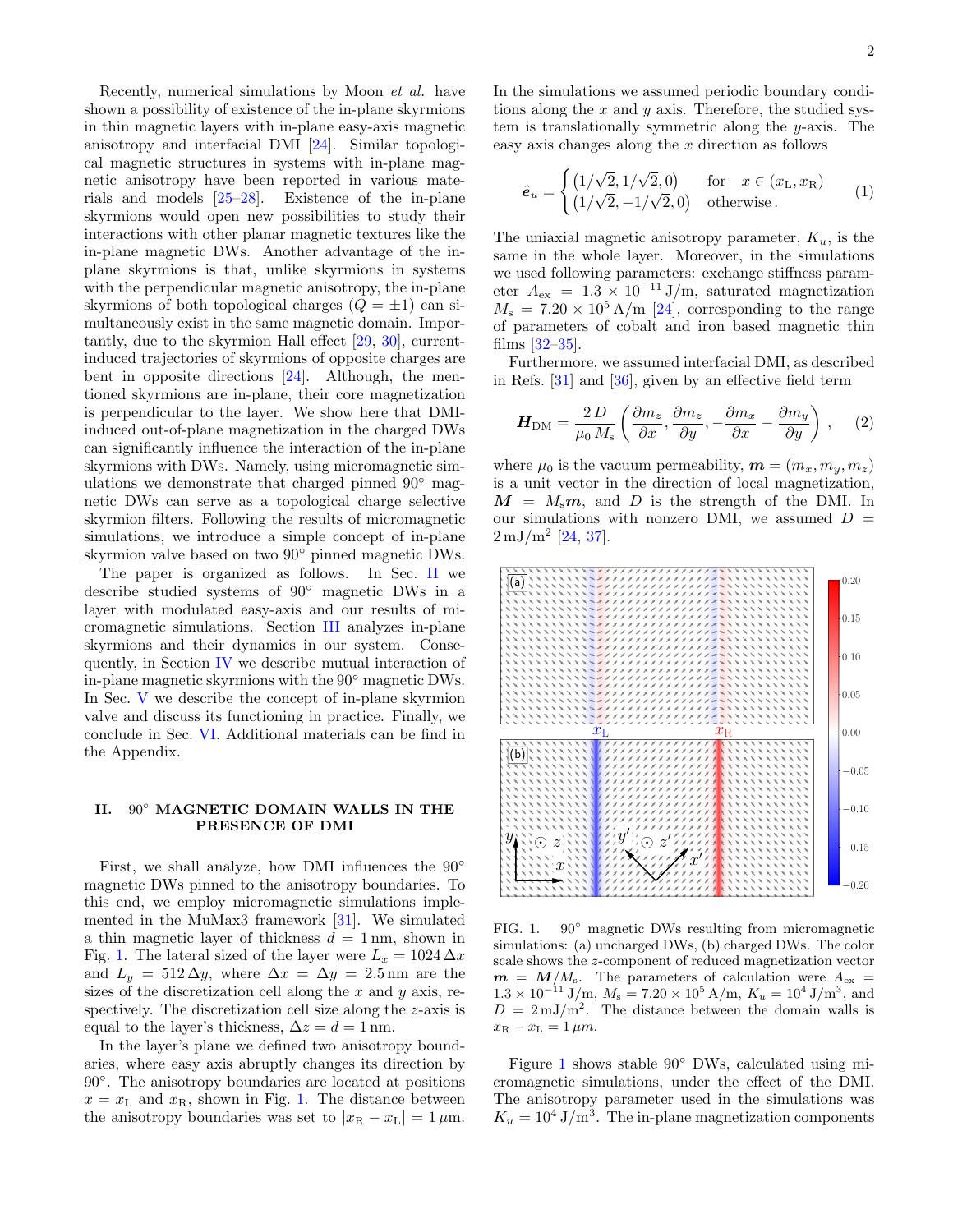Recently, numerical simulations by Moon *et al.* have shown a possibility of existence of the in-plane skyrmions in thin magnetic layers with in-plane easy-axis magnetic anisotropy and interfacial DMI [24]. Similar topological magnetic structures in systems with in-plane magnetic anisotropy have been reported in various materials and models [25–28]. Existence of the in-plane skyrmions would open new possibilities to study their interactions with other planar magnetic textures like the in-plane magnetic DWs. Another advantage of the in-plane skyrmions is that, unlike skyrmions in systems with the perpendicular magnetic anisotropy, the in-plane skyrmions of both topological charges ($Q = \pm 1$) can simultaneously exist in the same magnetic domain. Importantly, due to the skyrmion Hall effect [29, 30], current-induced trajectories of skyrmions of opposite charges are bent in opposite directions [24]. Although, the mentioned skyrmions are in-plane, their core magnetization is perpendicular to the layer. We show here that DMI-induced out-of-plane magnetization in the charged DWs can significantly influence the interaction of the in-plane skyrmions with DWs. Namely, using micromagnetic simulations we demonstrate that charged pinned 90° magnetic DWs can serve as a topological charge selective skyrmion filters. Following the results of micromagnetic simulations, we introduce a simple concept of in-plane skyrmion valve based on two 90° pinned magnetic DWs.

The paper is organized as follows. In Sec. II we describe studied systems of 90° magnetic DWs in a layer with modulated easy-axis and our results of micromagnetic simulations. Section III analyzes in-plane skyrmions and their dynamics in our system. Consequently, in Section IV we describe mutual interaction of in-plane magnetic skyrmions with the 90° magnetic DWs. In Sec. V we describe the concept of in-plane skyrmion valve and discuss its functioning in practice. Finally, we conclude in Sec. VI. Additional materials can be find in the Appendix.

## II. 90° MAGNETIC DOMAIN WALLS IN THE PRESENCE OF DMI

First, we shall analyze, how DMI influences the 90° magnetic DWs pinned to the anisotropy boundaries. To this end, we employ micromagnetic simulations implemented in the MuMax3 framework [31]. We simulated a thin magnetic layer of thickness $d = 1\,\mathrm{nm}$, shown in Fig. 1. The lateral sized of the layer were $L_x = 1024\,\Delta x$ and $L_y = 512\,\Delta y$, where $\Delta x = \Delta y = 2.5\,\mathrm{nm}$ are the sizes of the discretization cell along the $x$ and $y$ axis, respectively. The discretization cell size along the $z$-axis is equal to the layer's thickness, $\Delta z = d = 1\,\mathrm{nm}$.

In the layer's plane we defined two anisotropy boundaries, where easy axis abruptly changes its direction by 90°. The anisotropy boundaries are located at positions $x = x_{\mathrm{L}}$ and $x_{\mathrm{R}}$, shown in Fig. 1. The distance between the anisotropy boundaries was set to $|x_{\mathrm{R}} - x_{\mathrm{L}}| = 1\,\mu\mathrm{m}$. In the simulations we assumed periodic boundary conditions along the $x$ and $y$ axis. Therefore, the studied system is translationally symmetric along the $y$-axis. The easy axis changes along the $x$ direction as follows

$$\hat{\boldsymbol{e}}_u = \begin{cases} (1/\sqrt{2}, 1/\sqrt{2}, 0) & \text{for} \quad x \in (x_{\mathrm{L}}, x_{\mathrm{R}}) \\ (1/\sqrt{2}, -1/\sqrt{2}, 0) & \text{otherwise}\,. \end{cases} \tag{1}$$

The uniaxial magnetic anisotropy parameter, $K_u$, is the same in the whole layer. Moreover, in the simulations we used following parameters: exchange stiffness parameter $A_{\mathrm{ex}} = 1.3 \times 10^{-11}\,\mathrm{J/m}$, saturated magnetization $M_{\mathrm{s}} = 7.20 \times 10^5\,\mathrm{A/m}$ [24], corresponding to the range of parameters of cobalt and iron based magnetic thin films [32–35].

Furthermore, we assumed interfacial DMI, as described in Refs. [31] and [36], given by an effective field term

$$\boldsymbol{H}_{\mathrm{DM}} = \frac{2\,D}{\mu_0\,M_{\mathrm{s}}} \left( \frac{\partial m_z}{\partial x}, \frac{\partial m_z}{\partial y}, -\frac{\partial m_x}{\partial x} - \frac{\partial m_y}{\partial y} \right)\,, \tag{2}$$

where $\mu_0$ is the vacuum permeability, $\boldsymbol{m} = (m_x, m_y, m_z)$ is a unit vector in the direction of local magnetization, $\boldsymbol{M} = M_{\mathrm{s}}\boldsymbol{m}$, and $D$ is the strength of the DMI. In our simulations with nonzero DMI, we assumed $D = 2\,\mathrm{mJ/m^2}$ [24, 37].

FIG. 1. 90° magnetic DWs resulting from micromagnetic simulations: (a) uncharged DWs, (b) charged DWs. The color scale shows the $z$-component of reduced magnetization vector $\boldsymbol{m} = \boldsymbol{M}/M_{\mathrm{s}}$. The parameters of calculation were $A_{\mathrm{ex}} = 1.3 \times 10^{-11}\,\mathrm{J/m}$, $M_{\mathrm{s}} = 7.20 \times 10^5\,\mathrm{A/m}$, $K_u = 10^4\,\mathrm{J/m^3}$, and $D = 2\,\mathrm{mJ/m^2}$. The distance between the domain walls is $x_{\mathrm{R}} - x_{\mathrm{L}} = 1\,\mu m$.

Figure 1 shows stable 90° DWs, calculated using micromagnetic simulations, under the effect of the DMI. The anisotropy parameter used in the simulations was $K_u = 10^4\,\mathrm{J/m^3}$. The in-plane magnetization components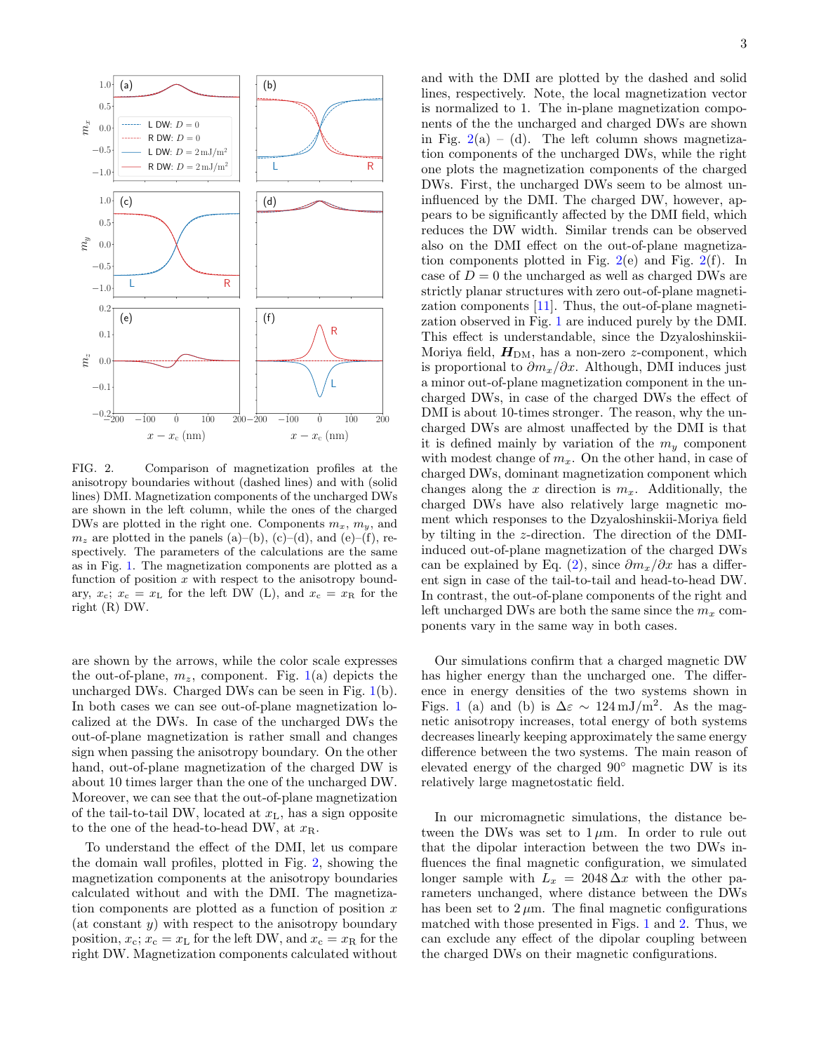FIG. 2. Comparison of magnetization profiles at the anisotropy boundaries without (dashed lines) and with (solid lines) DMI. Magnetization components of the uncharged DWs are shown in the left column, while the ones of the charged DWs are plotted in the right one. Components $m_x$, $m_y$, and $m_z$ are plotted in the panels (a)–(b), (c)–(d), and (e)–(f), respectively. The parameters of the calculations are the same as in Fig. 1. The magnetization components are plotted as a function of position $x$ with respect to the anisotropy boundary, $x_c$; $x_c = x_L$ for the left DW (L), and $x_c = x_R$ for the right (R) DW.

are shown by the arrows, while the color scale expresses the out-of-plane, $m_z$, component. Fig. 1(a) depicts the uncharged DWs. Charged DWs can be seen in Fig. 1(b). In both cases we can see out-of-plane magnetization localized at the DWs. In case of the uncharged DWs the out-of-plane magnetization is rather small and changes sign when passing the anisotropy boundary. On the other hand, out-of-plane magnetization of the charged DW is about 10 times larger than the one of the uncharged DW. Moreover, we can see that the out-of-plane magnetization of the tail-to-tail DW, located at $x_L$, has a sign opposite to the one of the head-to-head DW, at $x_R$.

To understand the effect of the DMI, let us compare the domain wall profiles, plotted in Fig. 2, showing the magnetization components at the anisotropy boundaries calculated without and with the DMI. The magnetization components are plotted as a function of position $x$ (at constant $y$) with respect to the anisotropy boundary position, $x_c$; $x_c = x_L$ for the left DW, and $x_c = x_R$ for the right DW. Magnetization components calculated without and with the DMI are plotted by the dashed and solid lines, respectively. Note, the local magnetization vector is normalized to 1. The in-plane magnetization components of the the uncharged and charged DWs are shown in Fig. 2(a) – (d). The left column shows magnetization components of the uncharged DWs, while the right one plots the magnetization components of the charged DWs. First, the uncharged DWs seem to be almost uninfluenced by the DMI. The charged DW, however, appears to be significantly affected by the DMI field, which reduces the DW width. Similar trends can be observed also on the DMI effect on the out-of-plane magnetization components plotted in Fig. 2(e) and Fig. 2(f). In case of $D = 0$ the uncharged as well as charged DWs are strictly planar structures with zero out-of-plane magnetization components [11]. Thus, the out-of-plane magnetization observed in Fig. 1 are induced purely by the DMI. This effect is understandable, since the Dzyaloshinskii-Moriya field, $\boldsymbol{H}_{\mathrm{DM}}$, has a non-zero $z$-component, which is proportional to $\partial m_x/\partial x$. Although, DMI induces just a minor out-of-plane magnetization component in the uncharged DWs, in case of the charged DWs the effect of DMI is about 10-times stronger. The reason, why the uncharged DWs are almost unaffected by the DMI is that it is defined mainly by variation of the $m_y$ component with modest change of $m_x$. On the other hand, in case of charged DWs, dominant magnetization component which changes along the $x$ direction is $m_x$. Additionally, the charged DWs have also relatively large magnetic moment which responses to the Dzyaloshinskii-Moriya field by tilting in the $z$-direction. The direction of the DMI-induced out-of-plane magnetization of the charged DWs can be explained by Eq. (2), since $\partial m_x/\partial x$ has a different sign in case of the tail-to-tail and head-to-head DW. In contrast, the out-of-plane components of the right and left uncharged DWs are both the same since the $m_x$ components vary in the same way in both cases.

Our simulations confirm that a charged magnetic DW has higher energy than the uncharged one. The difference in energy densities of the two systems shown in Figs. 1 (a) and (b) is $\Delta\varepsilon \sim 124\,\mathrm{mJ/m^2}$. As the magnetic anisotropy increases, total energy of both systems decreases linearly keeping approximately the same energy difference between the two systems. The main reason of elevated energy of the charged 90° magnetic DW is its relatively large magnetostatic field.

In our micromagnetic simulations, the distance between the DWs was set to $1\,\mu$m. In order to rule out that the dipolar interaction between the two DWs influences the final magnetic configuration, we simulated longer sample with $L_x = 2048\,\Delta x$ with the other parameters unchanged, where distance between the DWs has been set to $2\,\mu$m. The final magnetic configurations matched with those presented in Figs. 1 and 2. Thus, we can exclude any effect of the dipolar coupling between the charged DWs on their magnetic configurations.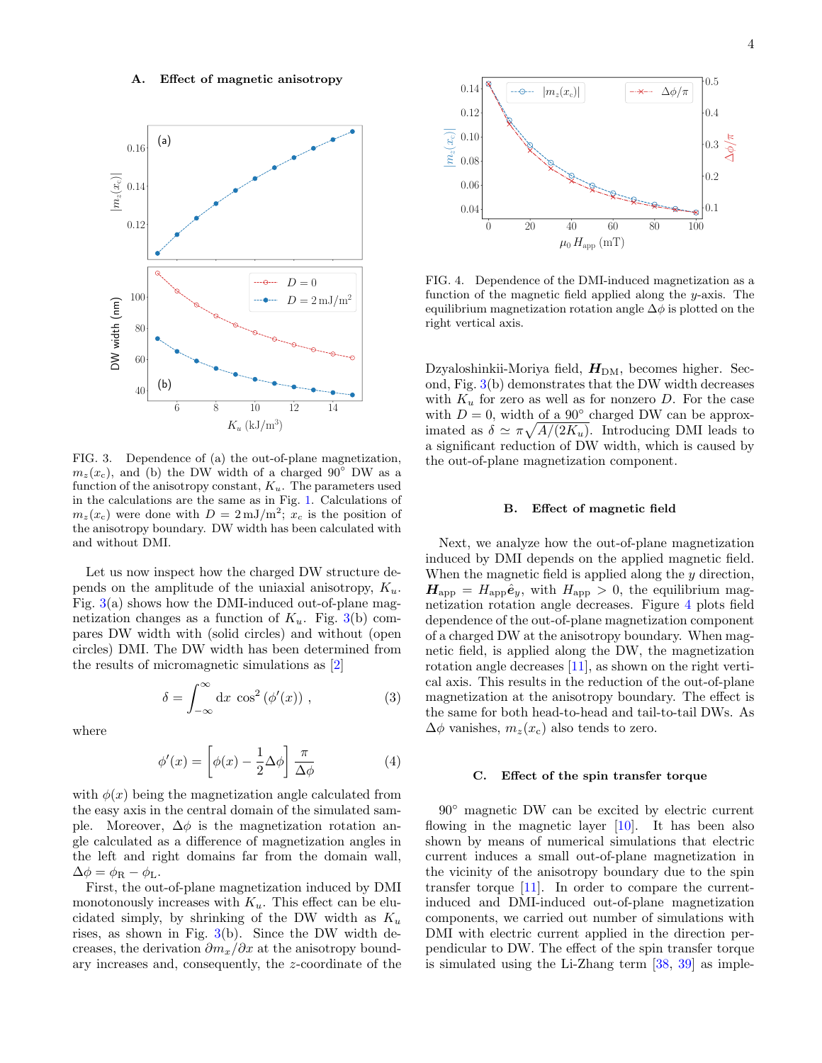### A. Effect of magnetic anisotropy

FIG. 3. Dependence of (a) the out-of-plane magnetization, $m_z(x_c)$, and (b) the DW width of a charged 90° DW as a function of the anisotropy constant, $K_u$. The parameters used in the calculations are the same as in Fig. 1. Calculations of $m_z(x_c)$ were done with $D = 2\,\mathrm{mJ/m^2}$; $x_c$ is the position of the anisotropy boundary. DW width has been calculated with and without DMI.

Let us now inspect how the charged DW structure depends on the amplitude of the uniaxial anisotropy, $K_u$. Fig. 3(a) shows how the DMI-induced out-of-plane magnetization changes as a function of $K_u$. Fig. 3(b) compares DW width with (solid circles) and without (open circles) DMI. The DW width has been determined from the results of micromagnetic simulations as [2]

$$\delta = \int_{-\infty}^{\infty} \mathrm{d}x\ \cos^2\left(\phi'(x)\right)\ , \tag{3}$$

where

$$\phi'(x) = \left[\phi(x) - \frac{1}{2}\Delta\phi\right]\frac{\pi}{\Delta\phi} \tag{4}$$

with $\phi(x)$ being the magnetization angle calculated from the easy axis in the central domain of the simulated sample. Moreover, $\Delta\phi$ is the magnetization rotation angle calculated as a difference of magnetization angles in the left and right domains far from the domain wall, $\Delta\phi = \phi_{\mathrm{R}} - \phi_{\mathrm{L}}$.

First, the out-of-plane magnetization induced by DMI monotonously increases with $K_u$. This effect can be elucidated simply, by shrinking of the DW width as $K_u$ rises, as shown in Fig. 3(b). Since the DW width decreases, the derivation $\partial m_x/\partial x$ at the anisotropy boundary increases and, consequently, the $z$-coordinate of the Dzyaloshinkii-Moriya field, $\boldsymbol{H}_{\mathrm{DM}}$, becomes higher. Second, Fig. 3(b) demonstrates that the DW width decreases with $K_u$ for zero as well as for nonzero $D$. For the case with $D = 0$, width of a 90° charged DW can be approximated as $\delta \simeq \pi\sqrt{A/(2K_u)}$. Introducing DMI leads to a significant reduction of DW width, which is caused by the out-of-plane magnetization component.

FIG. 4. Dependence of the DMI-induced magnetization as a function of the magnetic field applied along the $y$-axis. The equilibrium magnetization rotation angle $\Delta\phi$ is plotted on the right vertical axis.

### B. Effect of magnetic field

Next, we analyze how the out-of-plane magnetization induced by DMI depends on the applied magnetic field. When the magnetic field is applied along the $y$ direction, $\boldsymbol{H}_{\mathrm{app}} = H_{\mathrm{app}}\hat{\boldsymbol{e}}_y$, with $H_{\mathrm{app}} > 0$, the equilibrium magnetization rotation angle decreases. Figure 4 plots field dependence of the out-of-plane magnetization component of a charged DW at the anisotropy boundary. When magnetic field, is applied along the DW, the magnetization rotation angle decreases [11], as shown on the right vertical axis. This results in the reduction of the out-of-plane magnetization at the anisotropy boundary. The effect is the same for both head-to-head and tail-to-tail DWs. As $\Delta\phi$ vanishes, $m_z(x_c)$ also tends to zero.

### C. Effect of the spin transfer torque

90° magnetic DW can be excited by electric current flowing in the magnetic layer [10]. It has been also shown by means of numerical simulations that electric current induces a small out-of-plane magnetization in the vicinity of the anisotropy boundary due to the spin transfer torque [11]. In order to compare the current-induced and DMI-induced out-of-plane magnetization components, we carried out number of simulations with DMI with electric current applied in the direction perpendicular to DW. The effect of the spin transfer torque is simulated using the Li-Zhang term [38, 39] as imple-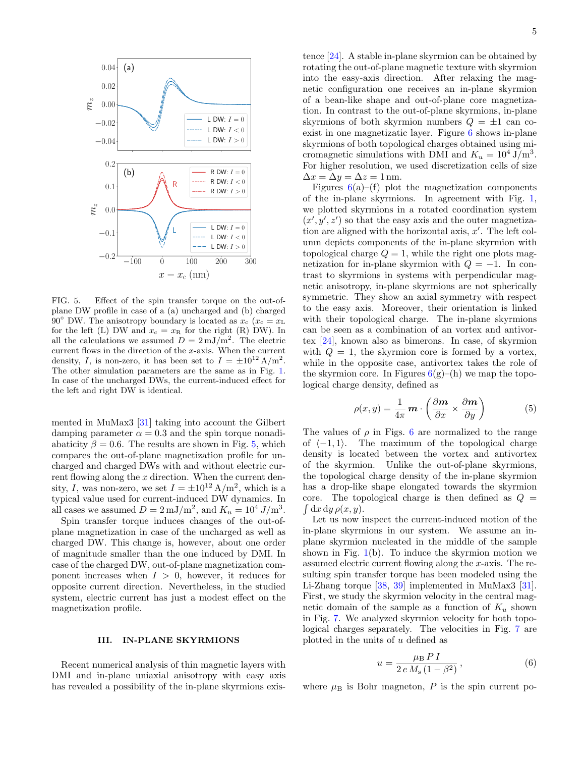FIG. 5. Effect of the spin transfer torque on the out-of-plane DW profile in case of a (a) uncharged and (b) charged 90° DW. The anisotropy boundary is located as $x_c$ ($x_c = x_L$ for the left (L) DW and $x_c = x_R$ for the right (R) DW). In all the calculations we assumed $D = 2\,\mathrm{mJ/m^2}$. The electric current flows in the direction of the $x$-axis. When the current density, $I$, is non-zero, it has been set to $I = \pm 10^{12}\,\mathrm{A/m^2}$. The other simulation parameters are the same as in Fig. 1. In case of the uncharged DWs, the current-induced effect for the left and right DW is identical.

mented in MuMax3 [31] taking into account the Gilbert damping parameter $\alpha = 0.3$ and the spin torque nonadiabaticity $\beta = 0.6$. The results are shown in Fig. 5, which compares the out-of-plane magnetization profile for uncharged and charged DWs with and without electric current flowing along the $x$ direction. When the current density, $I$, was non-zero, we set $I = \pm 10^{12}\,\mathrm{A/m^2}$, which is a typical value used for current-induced DW dynamics. In all cases we assumed $D = 2\,\mathrm{mJ/m^2}$, and $K_u = 10^4\,J/\mathrm{m^3}$.

Spin transfer torque induces changes of the out-of-plane magnetization in case of the uncharged as well as charged DW. This change is, however, about one order of magnitude smaller than the one induced by DMI. In case of the charged DW, out-of-plane magnetization component increases when $I > 0$, however, it reduces for opposite current direction. Nevertheless, in the studied system, electric current has just a modest effect on the magnetization profile.

## III. IN-PLANE SKYRMIONS

Recent numerical analysis of thin magnetic layers with DMI and in-plane uniaxial anisotropy with easy axis has revealed a possibility of the in-plane skyrmions existence [24]. A stable in-plane skyrmion can be obtained by rotating the out-of-plane magnetic texture with skyrmion into the easy-axis direction. After relaxing the magnetic configuration one receives an in-plane skyrmion of a bean-like shape and out-of-plane core magnetization. In contrast to the out-of-plane skyrmions, in-plane skyrmions of both skyrmion numbers $Q = \pm 1$ can coexist in one magnetizatic layer. Figure 6 shows in-plane skyrmions of both topological charges obtained using micromagnetic simulations with DMI and $K_u = 10^4\,\mathrm{J/m^3}$. For higher resolution, we used discretization cells of size $\Delta x = \Delta y = \Delta z = 1\,\mathrm{nm}$.

Figures 6(a)–(f) plot the magnetization components of the in-plane skyrmions. In agreement with Fig. 1, we plotted skyrmions in a rotated coordination system $(x', y', z')$ so that the easy axis and the outer magnetization are aligned with the horizontal axis, $x'$. The left column depicts components of the in-plane skyrmion with topological charge $Q = 1$, while the right one plots magnetization for in-plane skyrmion with $Q = -1$. In contrast to skyrmions in systems with perpendicular magnetic anisotropy, in-plane skyrmions are not spherically symmetric. They show an axial symmetry with respect to the easy axis. Moreover, their orientation is linked with their topological charge. The in-plane skyrmions can be seen as a combination of an vortex and antivortex [24], known also as bimerons. In case, of skyrmion with $Q = 1$, the skyrmion core is formed by a vortex, while in the opposite case, antivortex takes the role of the skyrmion core. In Figures 6(g)–(h) we map the topological charge density, defined as

$$\rho(x, y) = \frac{1}{4\pi}\,\boldsymbol{m} \cdot \left( \frac{\partial \boldsymbol{m}}{\partial x} \times \frac{\partial \boldsymbol{m}}{\partial y} \right) \tag{5}$$

The values of $\rho$ in Figs. 6 are normalized to the range of $\langle -1, 1 \rangle$. The maximum of the topological charge density is located between the vortex and antivortex of the skyrmion. Unlike the out-of-plane skyrmions, the topological charge density of the in-plane skyrmion has a drop-like shape elongated towards the skyrmion core. The topological charge is then defined as $Q = \int \mathrm{d}x\,\mathrm{d}y\,\rho(x, y)$.

Let us now inspect the current-induced motion of the in-plane skyrmions in our system. We assume an in-plane skyrmion nucleated in the middle of the sample shown in Fig. 1(b). To induce the skyrmion motion we assumed electric current flowing along the $x$-axis. The resulting spin transfer torque has been modeled using the Li-Zhang torque [38, 39] implemented in MuMax3 [31]. First, we study the skyrmion velocity in the central magnetic domain of the sample as a function of $K_u$ shown in Fig. 7. We analyzed skyrmion velocity for both topological charges separately. The velocities in Fig. 7 are plotted in the units of $u$ defined as

$$u = \frac{\mu_\mathrm{B}\, P\, I}{2\, e\, M_\mathrm{s}\, (1 - \beta^2)}\,, \tag{6}$$

where $\mu_\mathrm{B}$ is Bohr magneton, $P$ is the spin current po-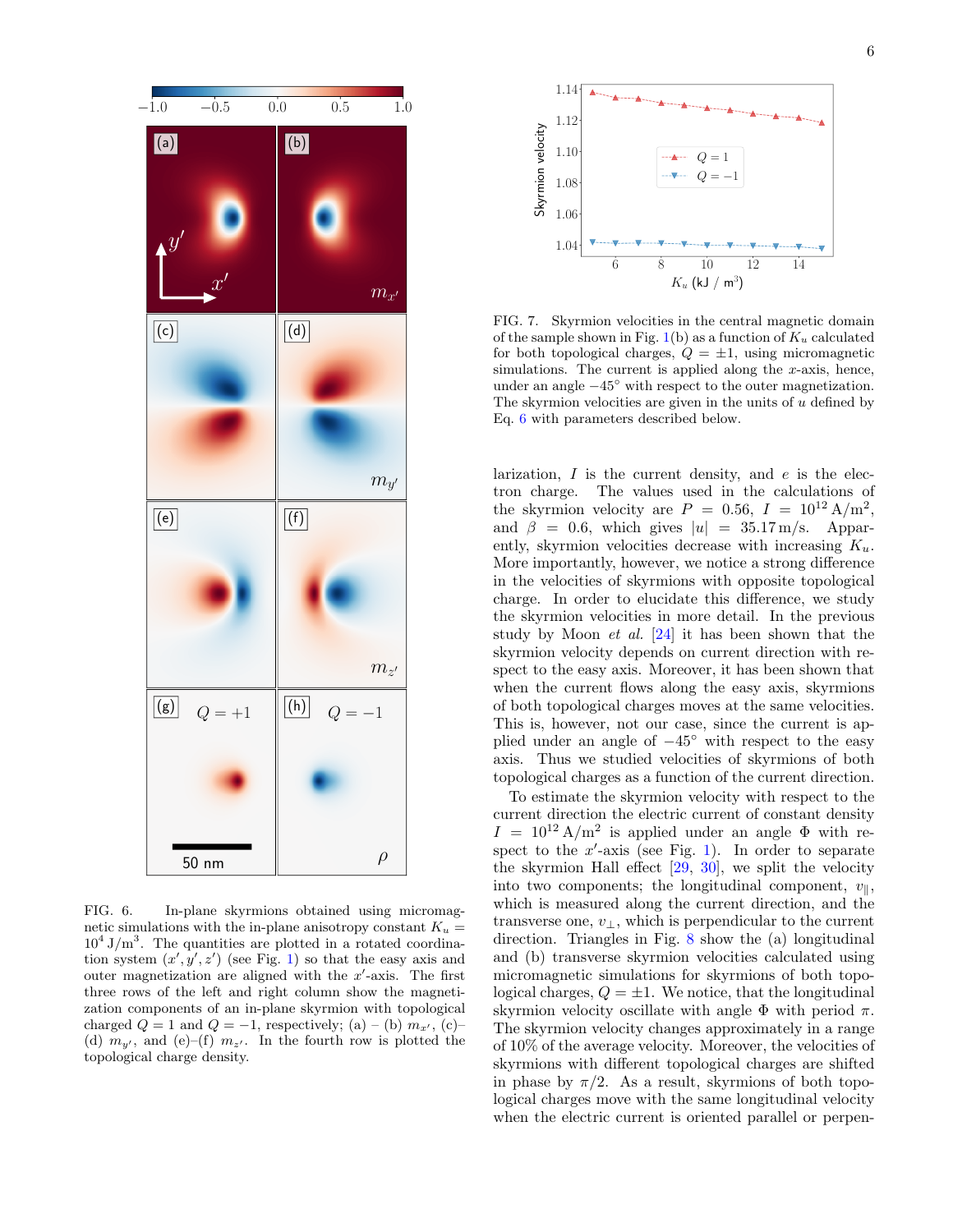FIG. 6. In-plane skyrmions obtained using micromagnetic simulations with the in-plane anisotropy constant $K_u = 10^4\,\mathrm{J/m^3}$. The quantities are plotted in a rotated coordination system $(x', y', z')$ (see Fig. 1) so that the easy axis and outer magnetization are aligned with the $x'$-axis. The first three rows of the left and right column show the magnetization components of an in-plane skyrmion with topological charged $Q = 1$ and $Q = -1$, respectively; (a) – (b) $m_{x'}$, (c)–(d) $m_{y'}$, and (e)–(f) $m_{z'}$. In the fourth row is plotted the topological charge density.

FIG. 7. Skyrmion velocities in the central magnetic domain of the sample shown in Fig. 1(b) as a function of $K_u$ calculated for both topological charges, $Q = \pm 1$, using micromagnetic simulations. The current is applied along the $x$-axis, hence, under an angle $-45°$ with respect to the outer magnetization. The skyrmion velocities are given in the units of $u$ defined by Eq. 6 with parameters described below.

larization, $I$ is the current density, and $e$ is the electron charge. The values used in the calculations of the skyrmion velocity are $P = 0.56$, $I = 10^{12}\,\mathrm{A/m^2}$, and $\beta = 0.6$, which gives $|u| = 35.17\,\mathrm{m/s}$. Apparently, skyrmion velocities decrease with increasing $K_u$. More importantly, however, we notice a strong difference in the velocities of skyrmions with opposite topological charge. In order to elucidate this difference, we study the skyrmion velocities in more detail. In the previous study by Moon *et al.* [24] it has been shown that the skyrmion velocity depends on current direction with respect to the easy axis. Moreover, it has been shown that when the current flows along the easy axis, skyrmions of both topological charges moves at the same velocities. This is, however, not our case, since the current is applied under an angle of $-45°$ with respect to the easy axis. Thus we studied velocities of skyrmions of both topological charges as a function of the current direction.

To estimate the skyrmion velocity with respect to the current direction the electric current of constant density $I = 10^{12}\,\mathrm{A/m^2}$ is applied under an angle $\Phi$ with respect to the $x'$-axis (see Fig. 1). In order to separate the skyrmion Hall effect [29, 30], we split the velocity into two components; the longitudinal component, $v_\parallel$, which is measured along the current direction, and the transverse one, $v_\perp$, which is perpendicular to the current direction. Triangles in Fig. 8 show the (a) longitudinal and (b) transverse skyrmion velocities calculated using micromagnetic simulations for skyrmions of both topological charges, $Q = \pm 1$. We notice, that the longitudinal skyrmion velocity oscillate with angle $\Phi$ with period $\pi$. The skyrmion velocity changes approximately in a range of 10% of the average velocity. Moreover, the velocities of skyrmions with different topological charges are shifted in phase by $\pi/2$. As a result, skyrmions of both topological charges move with the same longitudinal velocity when the electric current is oriented parallel or perpen-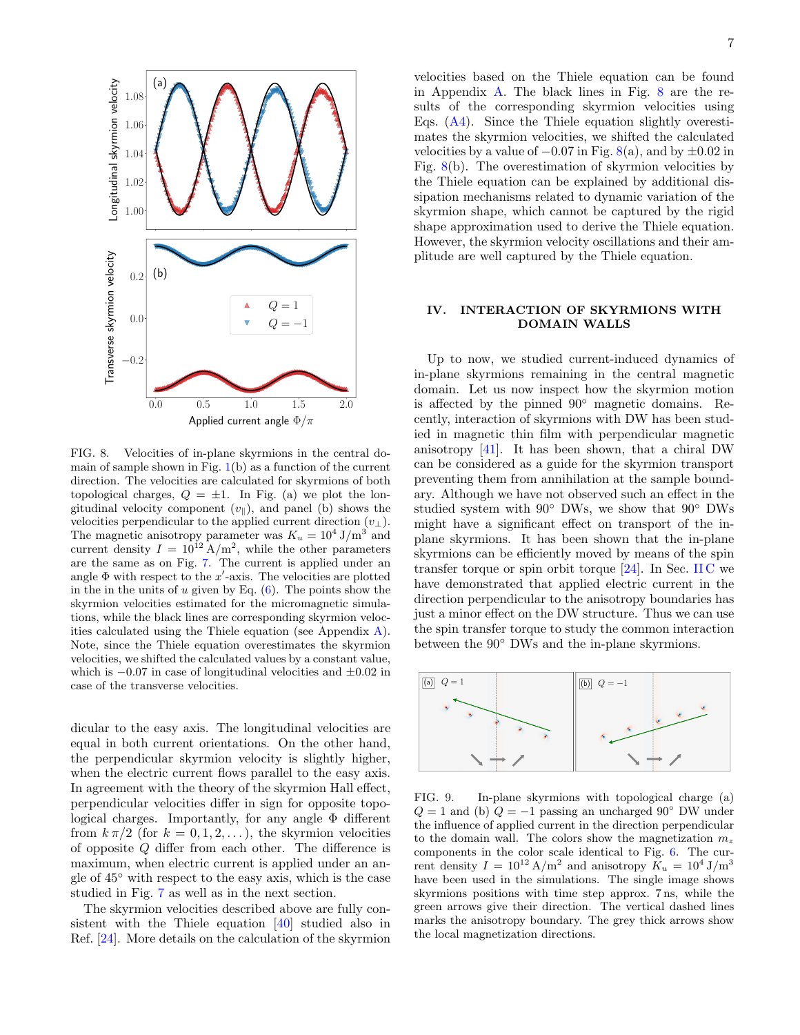FIG. 8. Velocities of in-plane skyrmions in the central domain of sample shown in Fig. 1(b) as a function of the current direction. The velocities are calculated for skyrmions of both topological charges, $Q = \pm 1$. In Fig. (a) we plot the longitudinal velocity component ($v_\parallel$), and panel (b) shows the velocities perpendicular to the applied current direction ($v_\perp$). The magnetic anisotropy parameter was $K_u = 10^4\,\mathrm{J/m^3}$ and current density $I = 10^{12}\,\mathrm{A/m^2}$, while the other parameters are the same as on Fig. 7. The current is applied under an angle $\Phi$ with respect to the $x'$-axis. The velocities are plotted in the in the units of $u$ given by Eq. (6). The points show the skyrmion velocities estimated for the micromagnetic simulations, while the black lines are corresponding skyrmion velocities calculated using the Thiele equation (see Appendix A). Note, since the Thiele equation overestimates the skyrmion velocities, we shifted the calculated values by a constant value, which is $-0.07$ in case of longitudinal velocities and $\pm 0.02$ in case of the transverse velocities.

dicular to the easy axis. The longitudinal velocities are equal in both current orientations. On the other hand, the perpendicular skyrmion velocity is slightly higher, when the electric current flows parallel to the easy axis. In agreement with the theory of the skyrmion Hall effect, perpendicular velocities differ in sign for opposite topological charges. Importantly, for any angle $\Phi$ different from $k\,\pi/2$ (for $k = 0, 1, 2, \dots$), the skyrmion velocities of opposite $Q$ differ from each other. The difference is maximum, when electric current is applied under an angle of 45° with respect to the easy axis, which is the case studied in Fig. 7 as well as in the next section.

The skyrmion velocities described above are fully consistent with the Thiele equation [40] studied also in Ref. [24]. More details on the calculation of the skyrmion velocities based on the Thiele equation can be found in Appendix A. The black lines in Fig. 8 are the results of the corresponding skyrmion velocities using Eqs. (A4). Since the Thiele equation slightly overestimates the skyrmion velocities, we shifted the calculated velocities by a value of $-0.07$ in Fig. 8(a), and by $\pm 0.02$ in Fig. 8(b). The overestimation of skyrmion velocities by the Thiele equation can be explained by additional dissipation mechanisms related to dynamic variation of the skyrmion shape, which cannot be captured by the rigid shape approximation used to derive the Thiele equation. However, the skyrmion velocity oscillations and their amplitude are well captured by the Thiele equation.

## IV. INTERACTION OF SKYRMIONS WITH DOMAIN WALLS

Up to now, we studied current-induced dynamics of in-plane skyrmions remaining in the central magnetic domain. Let us now inspect how the skyrmion motion is affected by the pinned 90° magnetic domains. Recently, interaction of skyrmions with DW has been studied in magnetic thin film with perpendicular magnetic anisotropy [41]. It has been shown, that a chiral DW can be considered as a guide for the skyrmion transport preventing them from annihilation at the sample boundary. Although we have not observed such an effect in the studied system with 90° DWs, we show that 90° DWs might have a significant effect on transport of the in-plane skyrmions. It has been shown that the in-plane skyrmions can be efficiently moved by means of the spin transfer torque or spin orbit torque [24]. In Sec. II C we have demonstrated that applied electric current in the direction perpendicular to the anisotropy boundaries has just a minor effect on the DW structure. Thus we can use the spin transfer torque to study the common interaction between the 90° DWs and the in-plane skyrmions.

FIG. 9. In-plane skyrmions with topological charge (a) $Q = 1$ and (b) $Q = -1$ passing an uncharged 90° DW under the influence of applied current in the direction perpendicular to the domain wall. The colors show the magnetization $m_z$ components in the color scale identical to Fig. 6. The current density $I = 10^{12}\,\mathrm{A/m^2}$ and anisotropy $K_u = 10^4\,\mathrm{J/m^3}$ have been used in the simulations. The single image shows skyrmions positions with time step approx. 7 ns, while the green arrows give their direction. The vertical dashed lines marks the anisotropy boundary. The grey thick arrows show the local magnetization directions.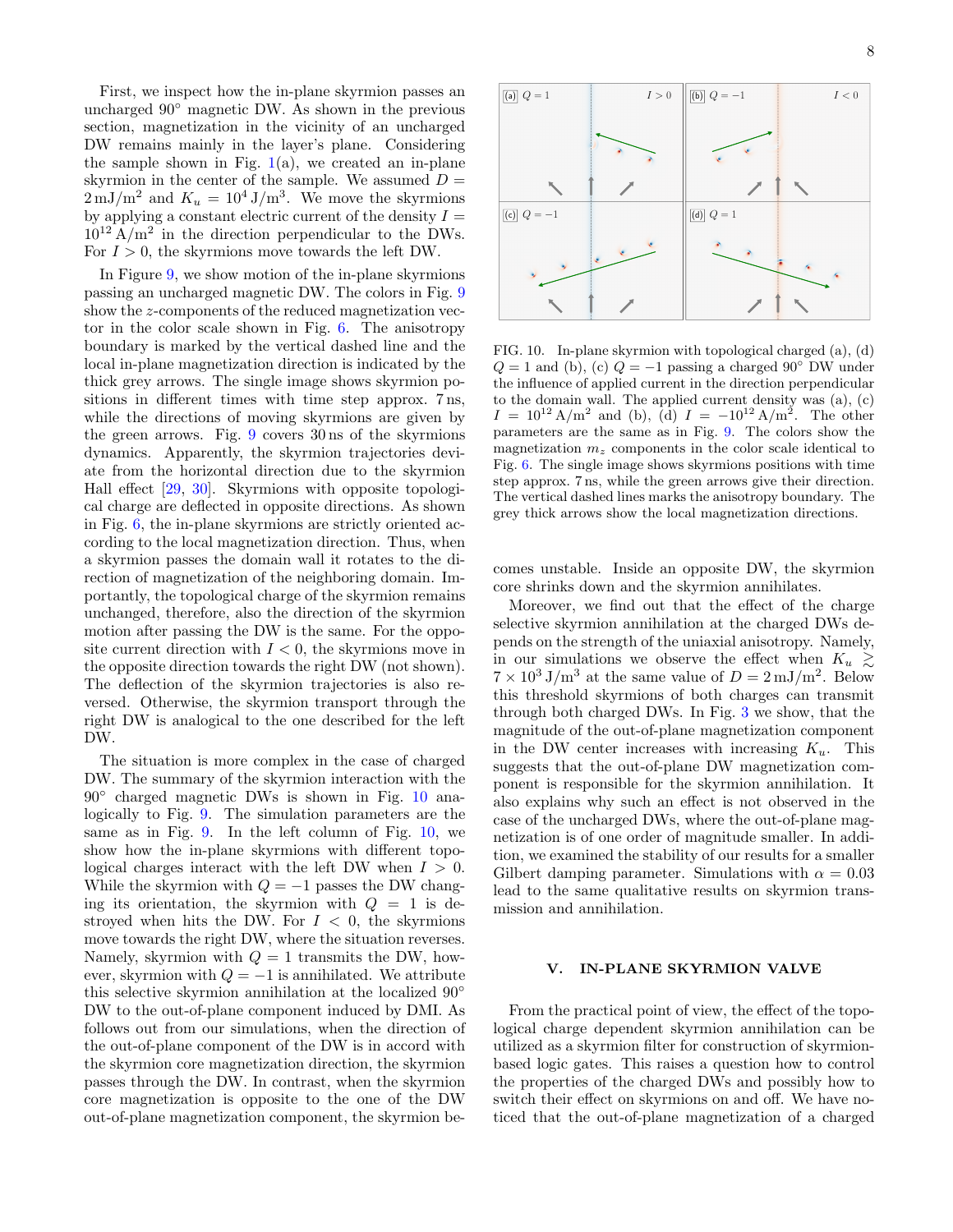First, we inspect how the in-plane skyrmion passes an uncharged 90° magnetic DW. As shown in the previous section, magnetization in the vicinity of an uncharged DW remains mainly in the layer's plane. Considering the sample shown in Fig. 1(a), we created an in-plane skyrmion in the center of the sample. We assumed $D = 2\,\mathrm{mJ/m^2}$ and $K_u = 10^4\,\mathrm{J/m^3}$. We move the skyrmions by applying a constant electric current of the density $I = 10^{12}\,\mathrm{A/m^2}$ in the direction perpendicular to the DWs. For $I > 0$, the skyrmions move towards the left DW.

In Figure 9, we show motion of the in-plane skyrmions passing an uncharged magnetic DW. The colors in Fig. 9 show the $z$-components of the reduced magnetization vector in the color scale shown in Fig. 6. The anisotropy boundary is marked by the vertical dashed line and the local in-plane magnetization direction is indicated by the thick grey arrows. The single image shows skyrmion positions in different times with time step approx. 7 ns, while the directions of moving skyrmions are given by the green arrows. Fig. 9 covers 30 ns of the skyrmions dynamics. Apparently, the skyrmion trajectories deviate from the horizontal direction due to the skyrmion Hall effect [29, 30]. Skyrmions with opposite topological charge are deflected in opposite directions. As shown in Fig. 6, the in-plane skyrmions are strictly oriented according to the local magnetization direction. Thus, when a skyrmion passes the domain wall it rotates to the direction of magnetization of the neighboring domain. Importantly, the topological charge of the skyrmion remains unchanged, therefore, also the direction of the skyrmion motion after passing the DW is the same. For the opposite current direction with $I < 0$, the skyrmions move in the opposite direction towards the right DW (not shown). The deflection of the skyrmion trajectories is also reversed. Otherwise, the skyrmion transport through the right DW is analogical to the one described for the left DW.

The situation is more complex in the case of charged DW. The summary of the skyrmion interaction with the 90° charged magnetic DWs is shown in Fig. 10 analogically to Fig. 9. The simulation parameters are the same as in Fig. 9. In the left column of Fig. 10, we show how the in-plane skyrmions with different topological charges interact with the left DW when $I > 0$. While the skyrmion with $Q = -1$ passes the DW changing its orientation, the skyrmion with $Q = 1$ is destroyed when hits the DW. For $I < 0$, the skyrmions move towards the right DW, where the situation reverses. Namely, skyrmion with $Q = 1$ transmits the DW, however, skyrmion with $Q = -1$ is annihilated. We attribute this selective skyrmion annihilation at the localized 90° DW to the out-of-plane component induced by DMI. As follows out from our simulations, when the direction of the out-of-plane component of the DW is in accord with the skyrmion core magnetization direction, the skyrmion passes through the DW. In contrast, when the skyrmion core magnetization is opposite to the one of the DW out-of-plane magnetization component, the skyrmion becomes unstable. Inside an opposite DW, the skyrmion core shrinks down and the skyrmion annihilates.

FIG. 10. In-plane skyrmion with topological charged (a), (d) $Q = 1$ and (b), (c) $Q = -1$ passing a charged 90° DW under the influence of applied current in the direction perpendicular to the domain wall. The applied current density was (a), (c) $I = 10^{12}\,\mathrm{A/m^2}$ and (b), (d) $I = -10^{12}\,\mathrm{A/m^2}$. The other parameters are the same as in Fig. 9. The colors show the magnetization $m_z$ components in the color scale identical to Fig. 6. The single image shows skyrmions positions with time step approx. 7 ns, while the green arrows give their direction. The vertical dashed lines marks the anisotropy boundary. The grey thick arrows show the local magnetization directions.

Moreover, we find out that the effect of the charge selective skyrmion annihilation at the charged DWs depends on the strength of the uniaxial anisotropy. Namely, in our simulations we observe the effect when $K_u \gtrsim 7 \times 10^3\,\mathrm{J/m^3}$ at the same value of $D = 2\,\mathrm{mJ/m^2}$. Below this threshold skyrmions of both charges can transmit through both charged DWs. In Fig. 3 we show, that the magnitude of the out-of-plane magnetization component in the DW center increases with increasing $K_u$. This suggests that the out-of-plane DW magnetization component is responsible for the skyrmion annihilation. It also explains why such an effect is not observed in the case of the uncharged DWs, where the out-of-plane magnetization is of one order of magnitude smaller. In addition, we examined the stability of our results for a smaller Gilbert damping parameter. Simulations with $\alpha = 0.03$ lead to the same qualitative results on skyrmion transmission and annihilation.

## V. IN-PLANE SKYRMION VALVE

From the practical point of view, the effect of the topological charge dependent skyrmion annihilation can be utilized as a skyrmion filter for construction of skyrmion-based logic gates. This raises a question how to control the properties of the charged DWs and possibly how to switch their effect on skyrmions on and off. We have noticed that the out-of-plane magnetization of a charged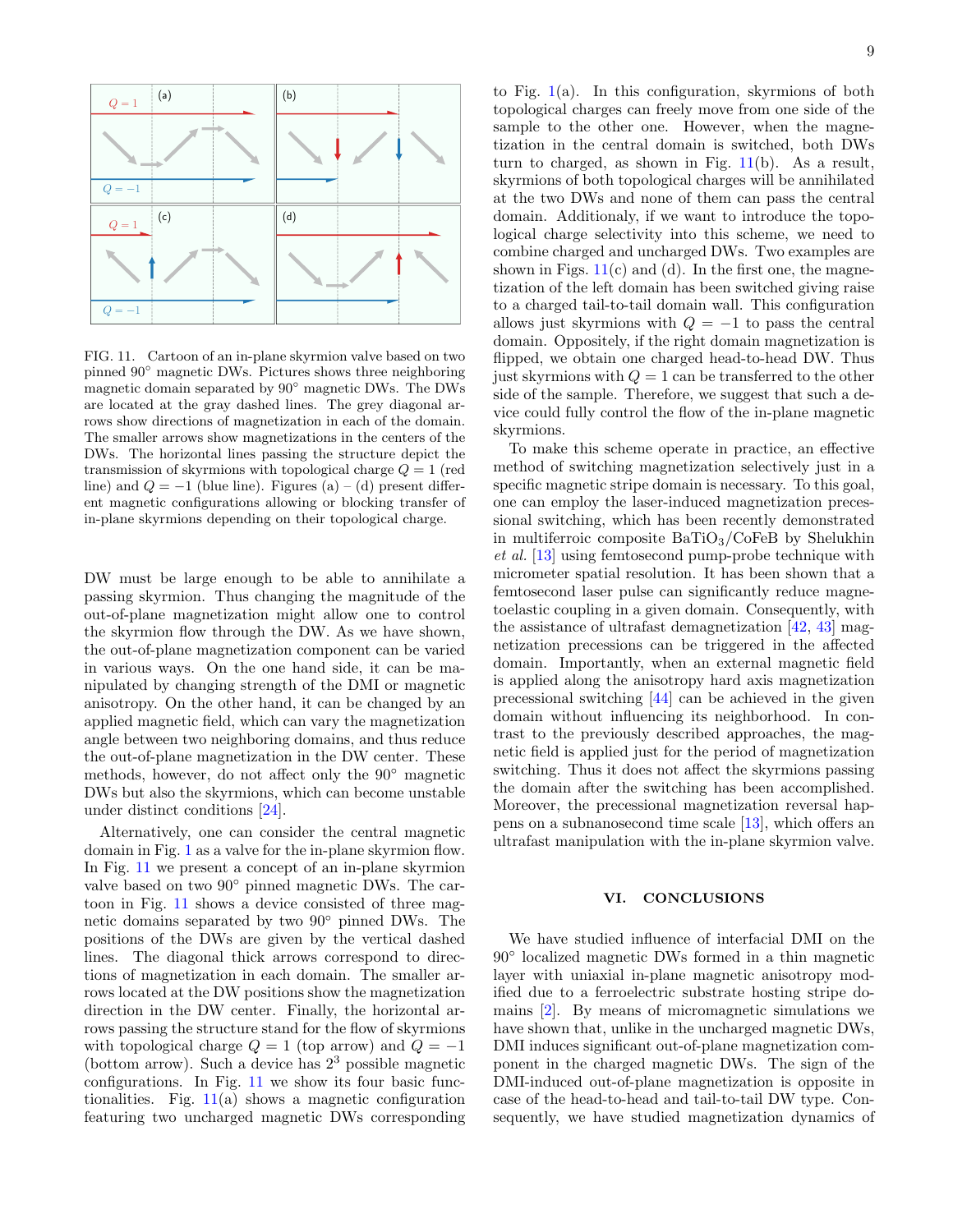FIG. 11. Cartoon of an in-plane skyrmion valve based on two pinned 90° magnetic DWs. Pictures shows three neighboring magnetic domain separated by 90° magnetic DWs. The DWs are located at the gray dashed lines. The grey diagonal arrows show directions of magnetization in each of the domain. The smaller arrows show magnetizations in the centers of the DWs. The horizontal lines passing the structure depict the transmission of skyrmions with topological charge $Q = 1$ (red line) and $Q = -1$ (blue line). Figures (a) – (d) present different magnetic configurations allowing or blocking transfer of in-plane skyrmions depending on their topological charge.

DW must be large enough to be able to annihilate a passing skyrmion. Thus changing the magnitude of the out-of-plane magnetization might allow one to control the skyrmion flow through the DW. As we have shown, the out-of-plane magnetization component can be varied in various ways. On the one hand side, it can be manipulated by changing strength of the DMI or magnetic anisotropy. On the other hand, it can be changed by an applied magnetic field, which can vary the magnetization angle between two neighboring domains, and thus reduce the out-of-plane magnetization in the DW center. These methods, however, do not affect only the 90° magnetic DWs but also the skyrmions, which can become unstable under distinct conditions [24].

Alternatively, one can consider the central magnetic domain in Fig. 1 as a valve for the in-plane skyrmion flow. In Fig. 11 we present a concept of an in-plane skyrmion valve based on two 90° pinned magnetic DWs. The cartoon in Fig. 11 shows a device consisted of three magnetic domains separated by two 90° pinned DWs. The positions of the DWs are given by the vertical dashed lines. The diagonal thick arrows correspond to directions of magnetization in each domain. The smaller arrows located at the DW positions show the magnetization direction in the DW center. Finally, the horizontal arrows passing the structure stand for the flow of skyrmions with topological charge $Q = 1$ (top arrow) and $Q = -1$ (bottom arrow). Such a device has $2^3$ possible magnetic configurations. In Fig. 11 we show its four basic functionalities. Fig. 11(a) shows a magnetic configuration featuring two uncharged magnetic DWs corresponding to Fig. 1(a). In this configuration, skyrmions of both topological charges can freely move from one side of the sample to the other one. However, when the magnetization in the central domain is switched, both DWs turn to charged, as shown in Fig. 11(b). As a result, skyrmions of both topological charges will be annihilated at the two DWs and none of them can pass the central domain. Additionaly, if we want to introduce the topological charge selectivity into this scheme, we need to combine charged and uncharged DWs. Two examples are shown in Figs. 11(c) and (d). In the first one, the magnetization of the left domain has been switched giving raise to a charged tail-to-tail domain wall. This configuration allows just skyrmions with $Q = -1$ to pass the central domain. Oppositely, if the right domain magnetization is flipped, we obtain one charged head-to-head DW. Thus just skyrmions with $Q = 1$ can be transferred to the other side of the sample. Therefore, we suggest that such a device could fully control the flow of the in-plane magnetic skyrmions.

To make this scheme operate in practice, an effective method of switching magnetization selectively just in a specific magnetic stripe domain is necessary. To this goal, one can employ the laser-induced magnetization precessional switching, which has been recently demonstrated in multiferroic composite $BaTiO_3$/CoFeB by Shelukhin *et al.* [13] using femtosecond pump-probe technique with micrometer spatial resolution. It has been shown that a femtosecond laser pulse can significantly reduce magnetoelastic coupling in a given domain. Consequently, with the assistance of ultrafast demagnetization [42, 43] magnetization precessions can be triggered in the affected domain. Importantly, when an external magnetic field is applied along the anisotropy hard axis magnetization precessional switching [44] can be achieved in the given domain without influencing its neighborhood. In contrast to the previously described approaches, the magnetic field is applied just for the period of magnetization switching. Thus it does not affect the skyrmions passing the domain after the switching has been accomplished. Moreover, the precessional magnetization reversal happens on a subnanosecond time scale [13], which offers an ultrafast manipulation with the in-plane skyrmion valve.

## VI. CONCLUSIONS

We have studied influence of interfacial DMI on the 90° localized magnetic DWs formed in a thin magnetic layer with uniaxial in-plane magnetic anisotropy modified due to a ferroelectric substrate hosting stripe domains [2]. By means of micromagnetic simulations we have shown that, unlike in the uncharged magnetic DWs, DMI induces significant out-of-plane magnetization component in the charged magnetic DWs. The sign of the DMI-induced out-of-plane magnetization is opposite in case of the head-to-head and tail-to-tail DW type. Consequently, we have studied magnetization dynamics of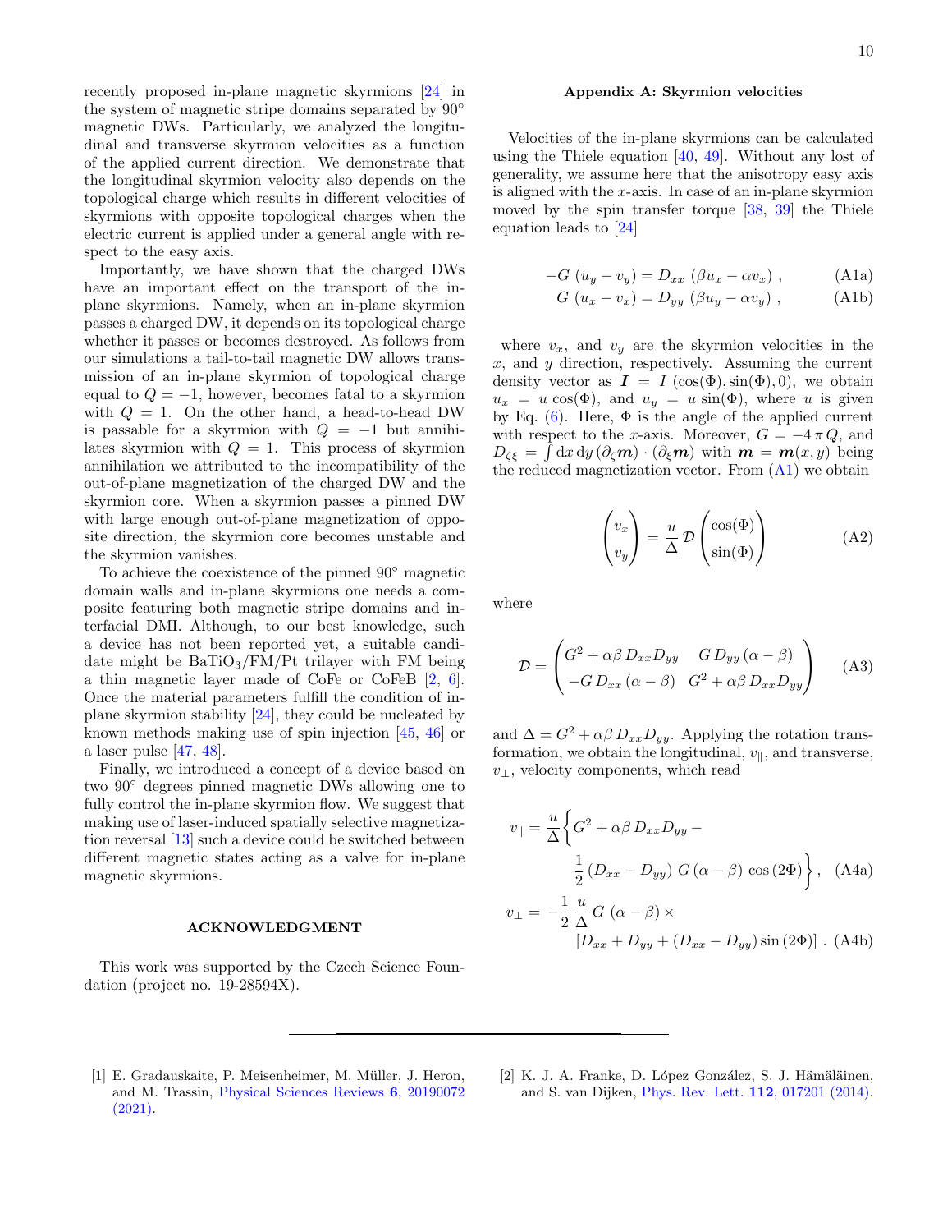recently proposed in-plane magnetic skyrmions [24] in the system of magnetic stripe domains separated by 90° magnetic DWs. Particularly, we analyzed the longitudinal and transverse skyrmion velocities as a function of the applied current direction. We demonstrate that the longitudinal skyrmion velocity also depends on the topological charge which results in different velocities of skyrmions with opposite topological charges when the electric current is applied under a general angle with respect to the easy axis.

Importantly, we have shown that the charged DWs have an important effect on the transport of the in-plane skyrmions. Namely, when an in-plane skyrmion passes a charged DW, it depends on its topological charge whether it passes or becomes destroyed. As follows from our simulations a tail-to-tail magnetic DW allows transmission of an in-plane skyrmion of topological charge equal to $Q = -1$, however, becomes fatal to a skyrmion with $Q = 1$. On the other hand, a head-to-head DW is passable for a skyrmion with $Q = -1$ but annihilates skyrmion with $Q = 1$. This process of skyrmion annihilation we attributed to the incompatibility of the out-of-plane magnetization of the charged DW and the skyrmion core. When a skyrmion passes a pinned DW with large enough out-of-plane magnetization of opposite direction, the skyrmion core becomes unstable and the skyrmion vanishes.

To achieve the coexistence of the pinned 90° magnetic domain walls and in-plane skyrmions one needs a composite featuring both magnetic stripe domains and interfacial DMI. Although, to our best knowledge, such a device has not been reported yet, a suitable candidate might be $BaTiO_3$/FM/Pt trilayer with FM being a thin magnetic layer made of CoFe or CoFeB [2, 6]. Once the material parameters fulfill the condition of in-plane skyrmion stability [24], they could be nucleated by known methods making use of spin injection [45, 46] or a laser pulse [47, 48].

Finally, we introduced a concept of a device based on two 90° degrees pinned magnetic DWs allowing one to fully control the in-plane skyrmion flow. We suggest that making use of laser-induced spatially selective magnetization reversal [13] such a device could be switched between different magnetic states acting as a valve for in-plane magnetic skyrmions.

## ACKNOWLEDGMENT

This work was supported by the Czech Science Foundation (project no. 19-28594X).

## Appendix A: Skyrmion velocities

Velocities of the in-plane skyrmions can be calculated using the Thiele equation [40, 49]. Without any lost of generality, we assume here that the anisotropy easy axis is aligned with the $x$-axis. In case of an in-plane skyrmion moved by the spin transfer torque [38, 39] the Thiele equation leads to [24]

$$-G\,(u_y - v_y) = D_{xx}\,(\beta u_x - \alpha v_x)\,, \tag{A1a}$$

$$G\,(u_x - v_x) = D_{yy}\,(\beta u_y - \alpha v_y)\,, \tag{A1b}$$

where $v_x$, and $v_y$ are the skyrmion velocities in the $x$, and $y$ direction, respectively. Assuming the current density vector as $\boldsymbol{I} = I\,(\cos(\Phi), \sin(\Phi), 0)$, we obtain $u_x = u\,\cos(\Phi)$, and $u_y = u\,\sin(\Phi)$, where $u$ is given by Eq. (6). Here, $\Phi$ is the angle of the applied current with respect to the $x$-axis. Moreover, $G = -4\,\pi\,Q$, and $D_{\zeta\xi} = \int \mathrm{d}x\,\mathrm{d}y\,(\partial_\zeta \boldsymbol{m})\cdot(\partial_\xi \boldsymbol{m})$ with $\boldsymbol{m} = \boldsymbol{m}(x, y)$ being the reduced magnetization vector. From (A1) we obtain

$$\begin{pmatrix} v_x \\ v_y \end{pmatrix} = \frac{u}{\Delta}\,\mathcal{D}\begin{pmatrix} \cos(\Phi) \\ \sin(\Phi) \end{pmatrix} \tag{A2}$$

where

$$\mathcal{D} = \begin{pmatrix} G^2 + \alpha\beta\,D_{xx}D_{yy} & G\,D_{yy}\,(\alpha - \beta) \\ -G\,D_{xx}\,(\alpha - \beta) & G^2 + \alpha\beta\,D_{xx}D_{yy} \end{pmatrix} \tag{A3}$$

and $\Delta = G^2 + \alpha\beta\,D_{xx}D_{yy}$. Applying the rotation transformation, we obtain the longitudinal, $v_\parallel$, and transverse, $v_\perp$, velocity components, which read

$$v_\parallel = \frac{u}{\Delta}\Big\{G^2 + \alpha\beta\,D_{xx}D_{yy} - \frac{1}{2}\,(D_{xx} - D_{yy})\,G\,(\alpha - \beta)\,\cos(2\Phi)\Big\}, \tag{A4a}$$

$$v_\perp = -\frac{1}{2}\,\frac{u}{\Delta}\,G\,(\alpha - \beta)\times\left[D_{xx} + D_{yy} + (D_{xx} - D_{yy})\sin(2\Phi)\right]. \tag{A4b}$$

---

[1] E. Gradauskaite, P. Meisenheimer, M. Müller, J. Heron, and M. Trassin, Physical Sciences Reviews **6**, 20190072 (2021).

[2] K. J. A. Franke, D. López González, S. J. Hämäläinen, and S. van Dijken, Phys. Rev. Lett. **112**, 017201 (2014).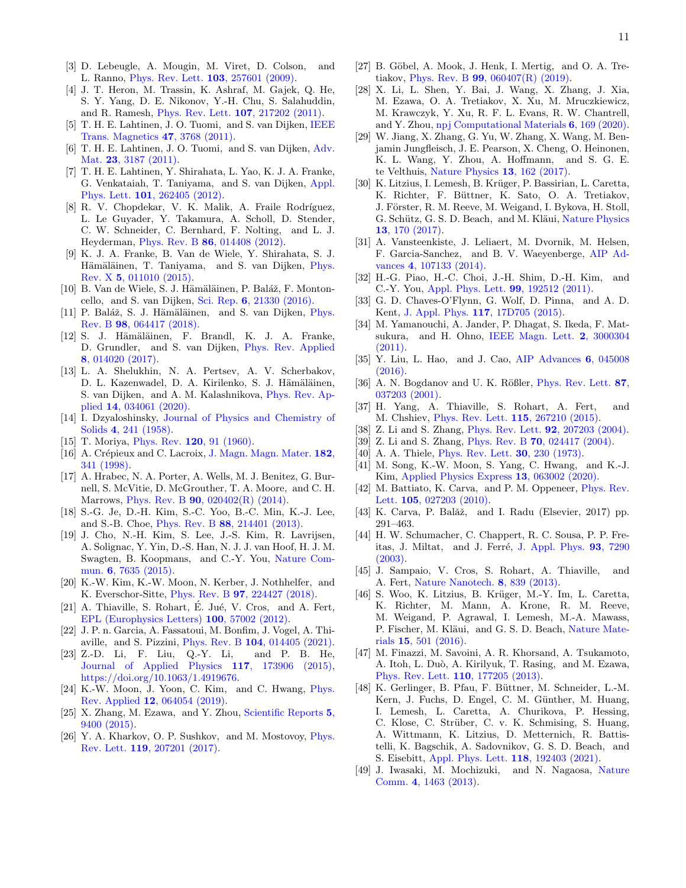[3] D. Lebeugle, A. Mougin, M. Viret, D. Colson, and L. Ranno, Phys. Rev. Lett. **103**, 257601 (2009).

[4] J. T. Heron, M. Trassin, K. Ashraf, M. Gajek, Q. He, S. Y. Yang, D. E. Nikonov, Y.-H. Chu, S. Salahuddin, and R. Ramesh, Phys. Rev. Lett. **107**, 217202 (2011).

[5] T. H. E. Lahtinen, J. O. Tuomi, and S. van Dijken, IEEE Trans. Magnetics **47**, 3768 (2011).

[6] T. H. E. Lahtinen, J. O. Tuomi, and S. van Dijken, Adv. Mat. **23**, 3187 (2011).

[7] T. H. E. Lahtinen, Y. Shirahata, L. Yao, K. J. A. Franke, G. Venkataiah, T. Taniyama, and S. van Dijken, Appl. Phys. Lett. **101**, 262405 (2012).

[8] R. V. Chopdekar, V. K. Malik, A. Fraile Rodríguez, L. Le Guyader, Y. Takamura, A. Scholl, D. Stender, C. W. Schneider, C. Bernhard, F. Nolting, and L. J. Heyderman, Phys. Rev. B **86**, 014408 (2012).

[9] K. J. A. Franke, B. Van de Wiele, Y. Shirahata, S. J. Hämäläinen, T. Taniyama, and S. van Dijken, Phys. Rev. X **5**, 011010 (2015).

[10] B. Van de Wiele, S. J. Hämäläinen, P. Baláž, F. Montoncello, and S. van Dijken, Sci. Rep. **6**, 21330 (2016).

[11] P. Baláž, S. J. Hämäläinen, and S. van Dijken, Phys. Rev. B **98**, 064417 (2018).

[12] S. J. Hämäläinen, F. Brandl, K. J. A. Franke, D. Grundler, and S. van Dijken, Phys. Rev. Applied **8**, 014020 (2017).

[13] L. A. Shelukhin, N. A. Pertsev, A. V. Scherbakov, D. L. Kazenwadel, D. A. Kirilenko, S. J. Hämäläinen, S. van Dijken, and A. M. Kalashnikova, Phys. Rev. Applied **14**, 034061 (2020).

[14] I. Dzyaloshinsky, Journal of Physics and Chemistry of Solids **4**, 241 (1958).

[15] T. Moriya, Phys. Rev. **120**, 91 (1960).

[16] A. Crépieux and C. Lacroix, J. Magn. Magn. Mater. **182**, 341 (1998).

[17] A. Hrabec, N. A. Porter, A. Wells, M. J. Benitez, G. Burnell, S. McVitie, D. McGrouther, T. A. Moore, and C. H. Marrows, Phys. Rev. B **90**, 020402(R) (2014).

[18] S.-G. Je, D.-H. Kim, S.-C. Yoo, B.-C. Min, K.-J. Lee, and S.-B. Choe, Phys. Rev. B **88**, 214401 (2013).

[19] J. Cho, N.-H. Kim, S. Lee, J.-S. Kim, R. Lavrijsen, A. Solignac, Y. Yin, D.-S. Han, N. J. J. van Hoof, H. J. M. Swagten, B. Koopmans, and C.-Y. You, Nature Commun. **6**, 7635 (2015).

[20] K.-W. Kim, K.-W. Moon, N. Kerber, J. Nothhelfer, and K. Everschor-Sitte, Phys. Rev. B **97**, 224427 (2018).

[21] A. Thiaville, S. Rohart, É. Jué, V. Cros, and A. Fert, EPL (Europhysics Letters) **100**, 57002 (2012).

[22] J. P. n. Garcia, A. Fassatoui, M. Bonfim, J. Vogel, A. Thiaville, and S. Pizzini, Phys. Rev. B **104**, 014405 (2021).

[23] Z.-D. Li, F. Liu, Q.-Y. Li, and P. B. He, Journal of Applied Physics **117**, 173906 (2015), https://doi.org/10.1063/1.4919676.

[24] K.-W. Moon, J. Yoon, C. Kim, and C. Hwang, Phys. Rev. Applied **12**, 064054 (2019).

[25] X. Zhang, M. Ezawa, and Y. Zhou, Scientific Reports **5**, 9400 (2015).

[26] Y. A. Kharkov, O. P. Sushkov, and M. Mostovoy, Phys. Rev. Lett. **119**, 207201 (2017).

[27] B. Göbel, A. Mook, J. Henk, I. Mertig, and O. A. Tretiakov, Phys. Rev. B **99**, 060407(R) (2019).

[28] X. Li, L. Shen, Y. Bai, J. Wang, X. Zhang, J. Xia, M. Ezawa, O. A. Tretiakov, X. Xu, M. Mruczkiewicz, M. Krawczyk, Y. Xu, R. F. L. Evans, R. W. Chantrell, and Y. Zhou, npj Computational Materials **6**, 169 (2020).

[29] W. Jiang, X. Zhang, G. Yu, W. Zhang, X. Wang, M. Benjamin Jungfleisch, J. E. Pearson, X. Cheng, O. Heinonen, K. L. Wang, Y. Zhou, A. Hoffmann, and S. G. E. te Velthuis, Nature Physics **13**, 162 (2017).

[30] K. Litzius, I. Lemesh, B. Krüger, P. Bassirian, L. Caretta, K. Richter, F. Büttner, K. Sato, O. A. Tretiakov, J. Förster, R. M. Reeve, M. Weigand, I. Bykova, H. Stoll, G. Schütz, G. S. D. Beach, and M. Kläui, Nature Physics **13**, 170 (2017).

[31] A. Vansteenkiste, J. Leliaert, M. Dvornik, M. Helsen, F. Garcia-Sanchez, and B. V. Waeyenberge, AIP Advances **4**, 107133 (2014).

[32] H.-G. Piao, H.-C. Choi, J.-H. Shim, D.-H. Kim, and C.-Y. You, Appl. Phys. Lett. **99**, 192512 (2011).

[33] G. D. Chaves-O'Flynn, G. Wolf, D. Pinna, and A. D. Kent, J. Appl. Phys. **117**, 17D705 (2015).

[34] M. Yamanouchi, A. Jander, P. Dhagat, S. Ikeda, F. Matsukura, and H. Ohno, IEEE Magn. Lett. **2**, 3000304 (2011).

[35] Y. Liu, L. Hao, and J. Cao, AIP Advances **6**, 045008 (2016).

[36] A. N. Bogdanov and U. K. Rößler, Phys. Rev. Lett. **87**, 037203 (2001).

[37] H. Yang, A. Thiaville, S. Rohart, A. Fert, and M. Chshiev, Phys. Rev. Lett. **115**, 267210 (2015).

[38] Z. Li and S. Zhang, Phys. Rev. Lett. **92**, 207203 (2004).

[39] Z. Li and S. Zhang, Phys. Rev. B **70**, 024417 (2004).

[40] A. A. Thiele, Phys. Rev. Lett. **30**, 230 (1973).

[41] M. Song, K.-W. Moon, S. Yang, C. Hwang, and K.-J. Kim, Applied Physics Express **13**, 063002 (2020).

[42] M. Battiato, K. Carva, and P. M. Oppeneer, Phys. Rev. Lett. **105**, 027203 (2010).

[43] K. Carva, P. Baláž, and I. Radu (Elsevier, 2017) pp. 291–463.

[44] H. W. Schumacher, C. Chappert, R. C. Sousa, P. P. Freitas, J. Miltat, and J. Ferré, J. Appl. Phys. **93**, 7290 (2003).

[45] J. Sampaio, V. Cros, S. Rohart, A. Thiaville, and A. Fert, Nature Nanotech. **8**, 839 (2013).

[46] S. Woo, K. Litzius, B. Krüger, M.-Y. Im, L. Caretta, K. Richter, M. Mann, A. Krone, R. M. Reeve, M. Weigand, P. Agrawal, I. Lemesh, M.-A. Mawass, P. Fischer, M. Kläui, and G. S. D. Beach, Nature Materials **15**, 501 (2016).

[47] M. Finazzi, M. Savoini, A. R. Khorsand, A. Tsukamoto, A. Itoh, L. Duò, A. Kirilyuk, T. Rasing, and M. Ezawa, Phys. Rev. Lett. **110**, 177205 (2013).

[48] K. Gerlinger, B. Pfau, F. Büttner, M. Schneider, L.-M. Kern, J. Fuchs, D. Engel, C. M. Günther, M. Huang, I. Lemesh, L. Caretta, A. Churikova, P. Hessing, C. Klose, C. Strüber, C. v. K. Schmising, S. Huang, A. Wittmann, K. Litzius, D. Metternich, R. Battistelli, K. Bagschik, A. Sadovnikov, G. S. D. Beach, and S. Eisebitt, Appl. Phys. Lett. **118**, 192403 (2021).

[49] J. Iwasaki, M. Mochizuki, and N. Nagaosa, Nature Comm. **4**, 1463 (2013).